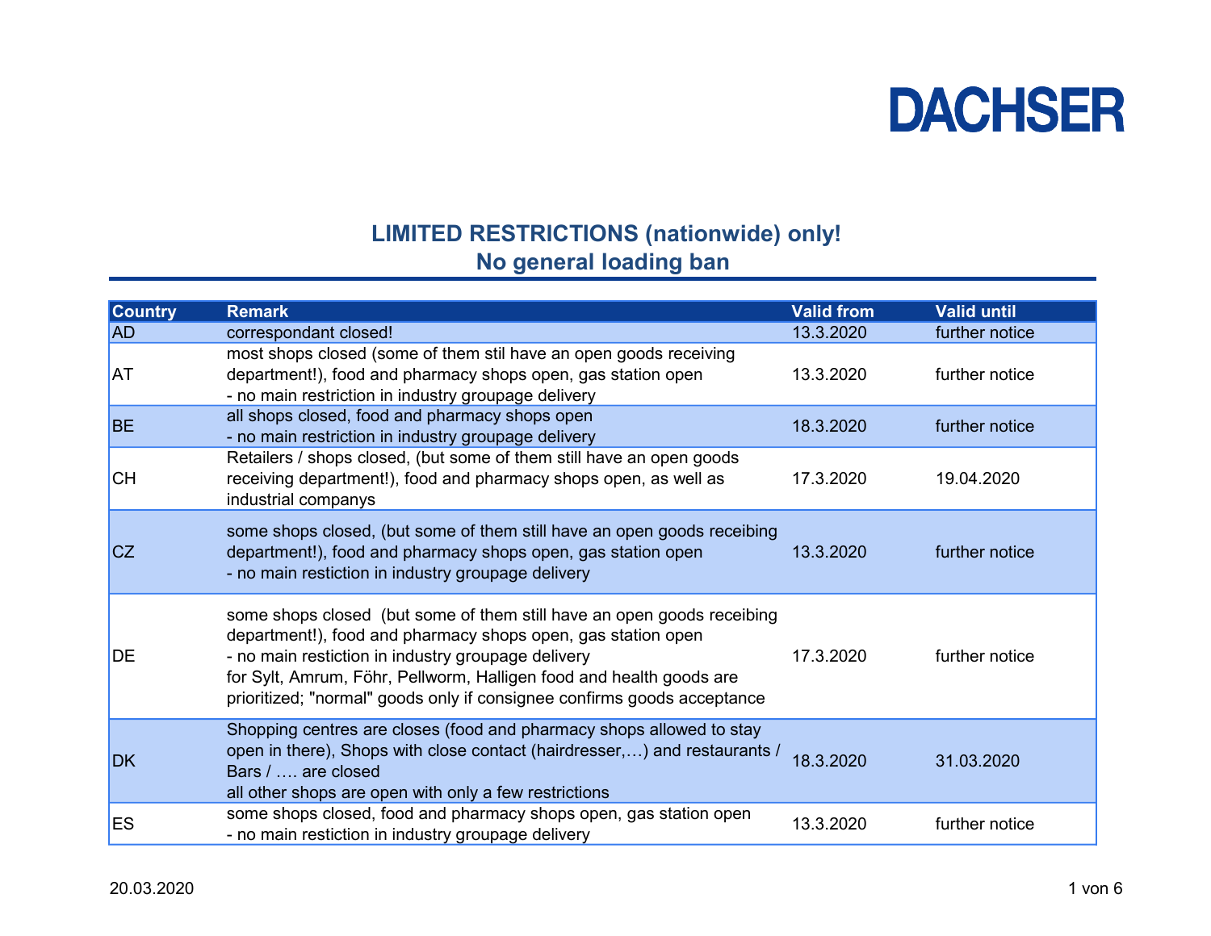DACHSER

## LIMITED RESTRICTIONS (nationwide) only!
## No general loading ban

| Country | Remark | Valid from | Valid until |
|---|---|---|---|
| AD | correspondant closed! | 13.3.2020 | further notice |
| AT | most shops closed (some of them stil have an open goods receiving department!), food and pharmacy shops open, gas station open<br>- no main restriction in industry groupage delivery | 13.3.2020 | further notice |
| BE | all shops closed, food and pharmacy shops open<br>- no main restriction in industry groupage delivery | 18.3.2020 | further notice |
| CH | Retailers / shops closed, (but some of them still have an open goods receiving department!), food and pharmacy shops open, as well as industrial companys | 17.3.2020 | 19.04.2020 |
| CZ | some shops closed, (but some of them still have an open goods receibing department!), food and pharmacy shops open, gas station open<br>- no main restiction in industry groupage delivery | 13.3.2020 | further notice |
| DE | some shops closed (but some of them still have an open goods receibing department!), food and pharmacy shops open, gas station open<br>- no main restiction in industry groupage delivery<br>for Sylt, Amrum, Föhr, Pellworm, Halligen food and health goods are prioritized; "normal" goods only if consignee confirms goods acceptance | 17.3.2020 | further notice |
| DK | Shopping centres are closes (food and pharmacy shops allowed to stay open in there), Shops with close contact (hairdresser,…) and restaurants / Bars / …. are closed<br>all other shops are open with only a few restrictions | 18.3.2020 | 31.03.2020 |
| ES | some shops closed, food and pharmacy shops open, gas station open<br>- no main restiction in industry groupage delivery | 13.3.2020 | further notice |

20.03.2020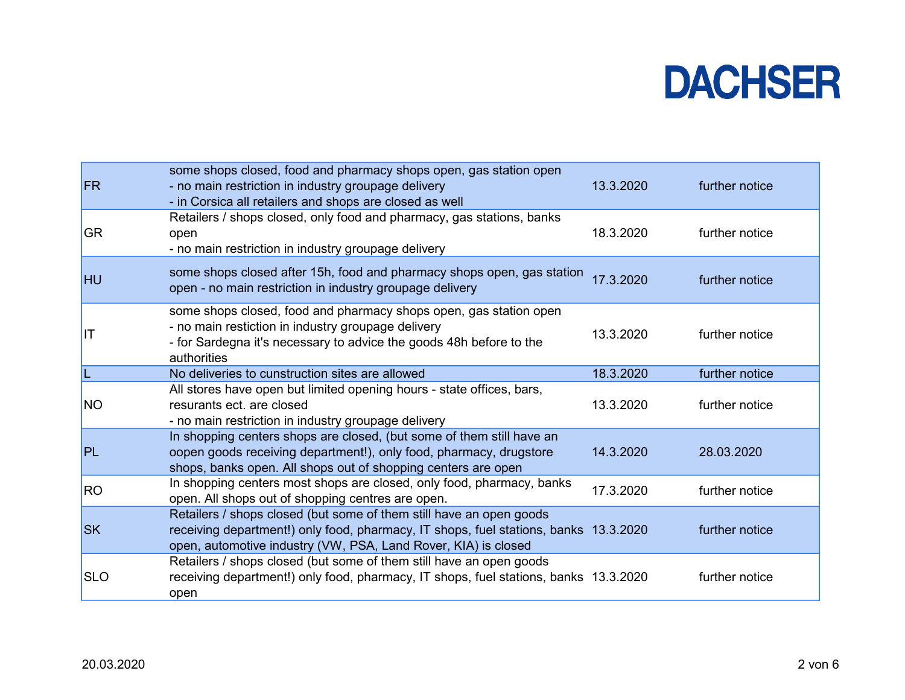**DACHSER**

| | | | |
|---|---|---|---|
| FR | some shops closed, food and pharmacy shops open, gas station open<br>- no main restriction in industry groupage delivery<br>- in Corsica all retailers and shops are closed as well | 13.3.2020 | further notice |
| GR | Retailers / shops closed, only food and pharmacy, gas stations, banks open<br>- no main restriction in industry groupage delivery | 18.3.2020 | further notice |
| HU | some shops closed after 15h, food and pharmacy shops open, gas station open - no main restriction in industry groupage delivery | 17.3.2020 | further notice |
| IT | some shops closed, food and pharmacy shops open, gas station open<br>- no main restiction in industry groupage delivery<br>- for Sardegna it's necessary to advice the goods 48h before to the authorities | 13.3.2020 | further notice |
| L | No deliveries to cunstruction sites are allowed | 18.3.2020 | further notice |
| NO | All stores have open but limited opening hours - state offices, bars, resurants ect. are closed<br>- no main restriction in industry groupage delivery | 13.3.2020 | further notice |
| PL | In shopping centers shops are closed, (but some of them still have an oopen goods receiving department!), only food, pharmacy, drugstore shops, banks open. All shops out of shopping centers are open | 14.3.2020 | 28.03.2020 |
| RO | In shopping centers most shops are closed, only food, pharmacy, banks open. All shops out of shopping centres are open. | 17.3.2020 | further notice |
| SK | Retailers / shops closed (but some of them still have an open goods receiving department!) only food, pharmacy, IT shops, fuel stations, banks open, automotive industry (VW, PSA, Land Rover, KIA) is closed | 13.3.2020 | further notice |
| SLO | Retailers / shops closed (but some of them still have an open goods receiving department!) only food, pharmacy, IT shops, fuel stations, banks open | 13.3.2020 | further notice |

20.03.2020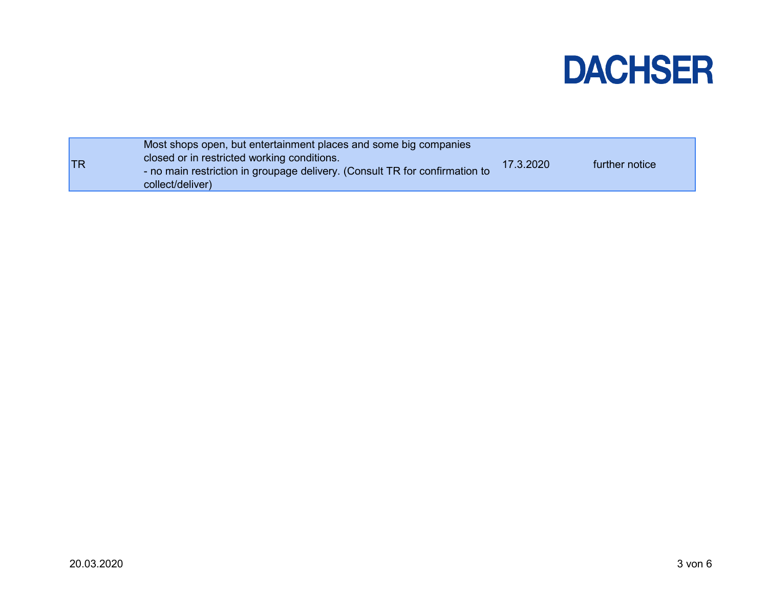| TR | Most shops open, but entertainment places and some big companies closed or in restricted working conditions.<br>- no main restriction in groupage delivery. (Consult TR for confirmation to collect/deliver) | 17.3.2020 | further notice |
| --- | --- | --- | --- |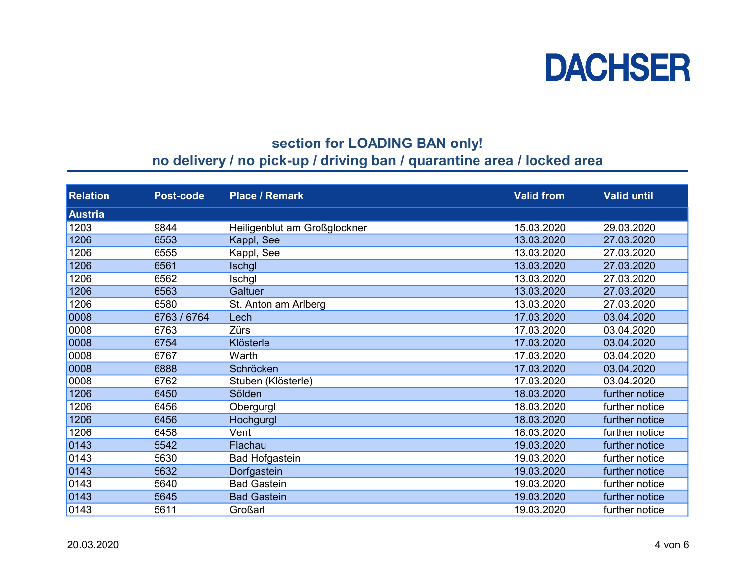DACHSER

## section for LOADING BAN only!
## no delivery / no pick-up / driving ban / quarantine area / locked area

| Relation | Post-code | Place / Remark | Valid from | Valid until |
|---|---|---|---|---|
| **Austria** | | | | |
| 1203 | 9844 | Heiligenblut am Großglockner | 15.03.2020 | 29.03.2020 |
| 1206 | 6553 | Kappl, See | 13.03.2020 | 27.03.2020 |
| 1206 | 6555 | Kappl, See | 13.03.2020 | 27.03.2020 |
| 1206 | 6561 | Ischgl | 13.03.2020 | 27.03.2020 |
| 1206 | 6562 | Ischgl | 13.03.2020 | 27.03.2020 |
| 1206 | 6563 | Galtuer | 13.03.2020 | 27.03.2020 |
| 1206 | 6580 | St. Anton am Arlberg | 13.03.2020 | 27.03.2020 |
| 0008 | 6763 / 6764 | Lech | 17.03.2020 | 03.04.2020 |
| 0008 | 6763 | Zürs | 17.03.2020 | 03.04.2020 |
| 0008 | 6754 | Klösterle | 17.03.2020 | 03.04.2020 |
| 0008 | 6767 | Warth | 17.03.2020 | 03.04.2020 |
| 0008 | 6888 | Schröcken | 17.03.2020 | 03.04.2020 |
| 0008 | 6762 | Stuben (Klösterle) | 17.03.2020 | 03.04.2020 |
| 1206 | 6450 | Sölden | 18.03.2020 | further notice |
| 1206 | 6456 | Obergurgl | 18.03.2020 | further notice |
| 1206 | 6456 | Hochgurgl | 18.03.2020 | further notice |
| 1206 | 6458 | Vent | 18.03.2020 | further notice |
| 0143 | 5542 | Flachau | 19.03.2020 | further notice |
| 0143 | 5630 | Bad Hofgastein | 19.03.2020 | further notice |
| 0143 | 5632 | Dorfgastein | 19.03.2020 | further notice |
| 0143 | 5640 | Bad Gastein | 19.03.2020 | further notice |
| 0143 | 5645 | Bad Gastein | 19.03.2020 | further notice |
| 0143 | 5611 | Großarl | 19.03.2020 | further notice |

20.03.2020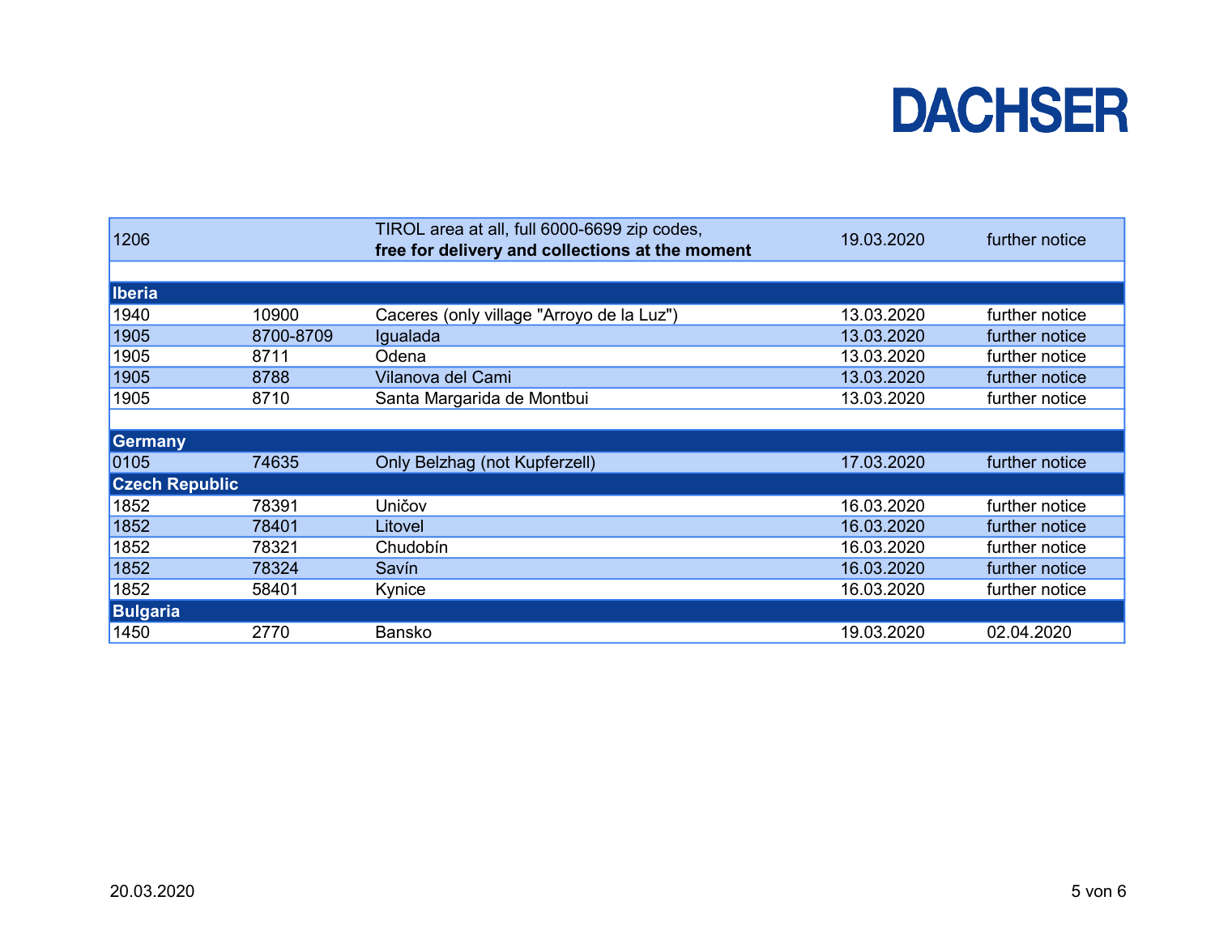| | | | | |
|---|---|---|---|---|
| 1206 | | TIROL area at all, full 6000-6699 zip codes, **free for delivery and collections at the moment** | 19.03.2020 | further notice |
| | | | | |
| **Iberia** | | | | |
| 1940 | 10900 | Caceres (only village "Arroyo de la Luz") | 13.03.2020 | further notice |
| 1905 | 8700-8709 | Igualada | 13.03.2020 | further notice |
| 1905 | 8711 | Odena | 13.03.2020 | further notice |
| 1905 | 8788 | Vilanova del Cami | 13.03.2020 | further notice |
| 1905 | 8710 | Santa Margarida de Montbui | 13.03.2020 | further notice |
| | | | | |
| **Germany** | | | | |
| 0105 | 74635 | Only Belzhag (not Kupferzell) | 17.03.2020 | further notice |
| **Czech Republic** | | | | |
| 1852 | 78391 | Uničov | 16.03.2020 | further notice |
| 1852 | 78401 | Litovel | 16.03.2020 | further notice |
| 1852 | 78321 | Chudobín | 16.03.2020 | further notice |
| 1852 | 78324 | Savín | 16.03.2020 | further notice |
| 1852 | 58401 | Kynice | 16.03.2020 | further notice |
| **Bulgaria** | | | | |
| 1450 | 2770 | Bansko | 19.03.2020 | 02.04.2020 |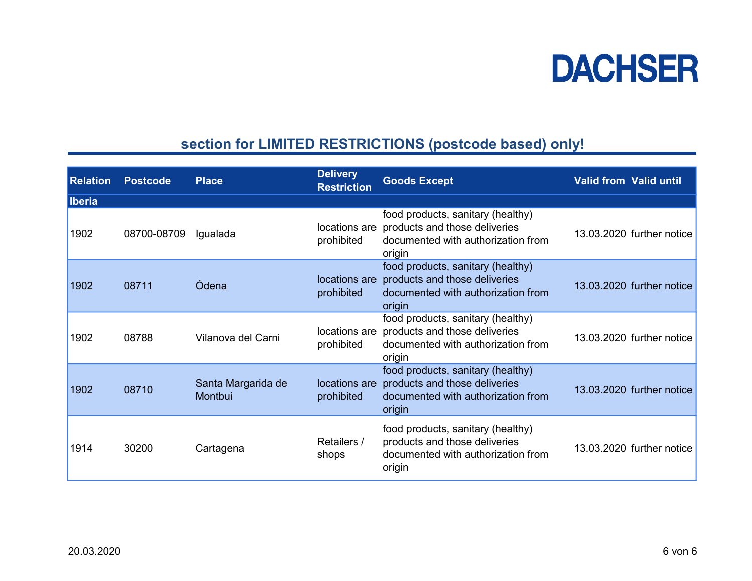DACHSER

## section for LIMITED RESTRICTIONS (postcode based) only!

| Relation | Postcode | Place | Delivery Restriction | Goods Except | Valid from | Valid until |
|---|---|---|---|---|---|---|
| **Iberia** | | | | | | |
| 1902 | 08700-08709 | Igualada | locations are prohibited | food products, sanitary (healthy) products and those deliveries documented with authorization from origin | 13.03.2020 | further notice |
| 1902 | 08711 | Ódena | locations are prohibited | food products, sanitary (healthy) products and those deliveries documented with authorization from origin | 13.03.2020 | further notice |
| 1902 | 08788 | Vilanova del Carni | locations are prohibited | food products, sanitary (healthy) products and those deliveries documented with authorization from origin | 13.03.2020 | further notice |
| 1902 | 08710 | Santa Margarida de Montbui | locations are prohibited | food products, sanitary (healthy) products and those deliveries documented with authorization from origin | 13.03.2020 | further notice |
| 1914 | 30200 | Cartagena | Retailers / shops | food products, sanitary (healthy) products and those deliveries documented with authorization from origin | 13.03.2020 | further notice |

20.03.2020